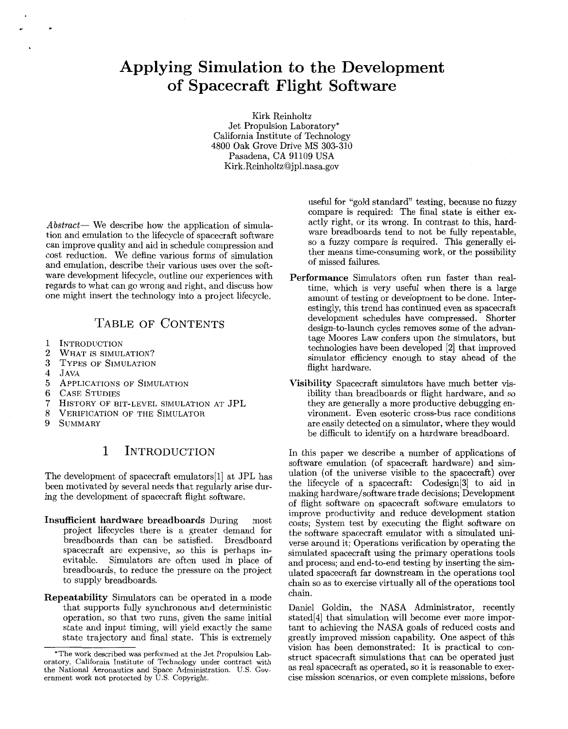# Applying Simulation to the Development of Spacecraft Flight Software

Kirk Reinholtz
Jet Propulsion Laboratory*
California Institute of Technology
4800 Oak Grove Drive MS 303-310
Pasadena, CA 91109 USA
Kirk.Reinholtz@jpl.nasa.gov

*Abstract*— We describe how the application of simulation and emulation to the lifecycle of spacecraft software can improve quality and aid in schedule compression and cost reduction. We define various forms of simulation and emulation, describe their various uses over the software development lifecycle, outline our experiences with regards to what can go wrong and right, and discuss how one might insert the technology into a project lifecycle.

## Table of Contents

1. Introduction
2. What is simulation?
3. Types of Simulation
4. Java
5. Applications of Simulation
6. Case Studies
7. History of bit-level simulation at JPL
8. Verification of the Simulator
9. Summary

## 1 Introduction

The development of spacecraft emulators[1] at JPL has been motivated by several needs that regularly arise during the development of spacecraft flight software.

**Insufficient hardware breadboards** During most project lifecycles there is a greater demand for breadboards than can be satisfied. Breadboard spacecraft are expensive, so this is perhaps inevitable. Simulators are often used in place of breadboards, to reduce the pressure on the project to supply breadboards.

**Repeatability** Simulators can be operated in a mode that supports fully synchronous and deterministic operation, so that two runs, given the same initial state and input timing, will yield exactly the same state trajectory and final state. This is extremely useful for "gold standard" testing, because no fuzzy compare is required: The final state is either exactly right, or its wrong. In contrast to this, hardware breadboards tend to not be fully repeatable, so a fuzzy compare is required. This generally either means time-consuming work, or the possibility of missed failures.

**Performance** Simulators often run faster than real-time, which is very useful when there is a large amount of testing or development to be done. Interestingly, this trend has continued even as spacecraft development schedules have compressed. Shorter design-to-launch cycles removes some of the advantage Moores Law confers upon the simulators, but technologies have been developed [2] that improved simulator efficiency enough to stay ahead of the flight hardware.

**Visibility** Spacecraft simulators have much better visibility than breadboards or flight hardware, and so they are generally a more productive debugging environment. Even esoteric cross-bus race conditions are easily detected on a simulator, where they would be difficult to identify on a hardware breadboard.

In this paper we describe a number of applications of software emulation (of spacecraft hardware) and simulation (of the universe visible to the spacecraft) over the lifecycle of a spacecraft: Codesign[3] to aid in making hardware/software trade decisions; Development of flight software on spacecraft software emulators to improve productivity and reduce development station costs; System test by executing the flight software on the software spacecraft emulator with a simulated universe around it; Operations verification by operating the simulated spacecraft using the primary operations tools and process; and end-to-end testing by inserting the simulated spacecraft far downstream in the operations tool chain so as to exercise virtually all of the operations tool chain.

Daniel Goldin, the NASA Administrator, recently stated[4] that simulation will become ever more important to achieving the NASA goals of reduced costs and greatly improved mission capability. One aspect of this vision has been demonstrated: It is practical to construct spacecraft simulations that can be operated just as real spacecraft as operated, so it is reasonable to exercise mission scenarios, or even complete missions, before

*The work described was performed at the Jet Propulsion Laboratory, California Institute of Technology under contract with the National Aeronautics and Space Administration. U.S. Government work not protected by U.S. Copyright.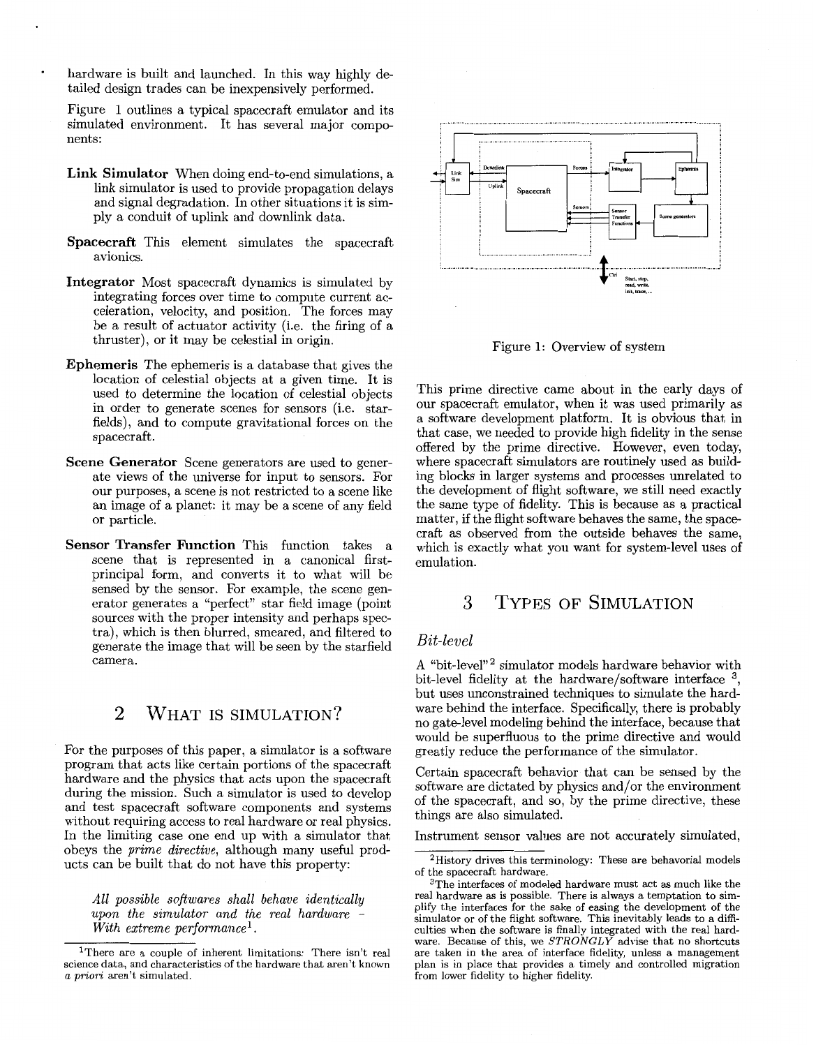hardware is built and launched. In this way highly detailed design trades can be inexpensively performed.

Figure 1 outlines a typical spacecraft emulator and its simulated environment. It has several major components:

**Link Simulator** When doing end-to-end simulations, a link simulator is used to provide propagation delays and signal degradation. In other situations it is simply a conduit of uplink and downlink data.

**Spacecraft** This element simulates the spacecraft avionics.

**Integrator** Most spacecraft dynamics is simulated by integrating forces over time to compute current acceleration, velocity, and position. The forces may be a result of actuator activity (i.e. the firing of a thruster), or it may be celestial in origin.

**Ephemeris** The ephemeris is a database that gives the location of celestial objects at a given time. It is used to determine the location of celestial objects in order to generate scenes for sensors (i.e. starfields), and to compute gravitational forces on the spacecraft.

**Scene Generator** Scene generators are used to generate views of the universe for input to sensors. For our purposes, a scene is not restricted to a scene like an image of a planet: it may be a scene of any field or particle.

**Sensor Transfer Function** This function takes a scene that is represented in a canonical first-principal form, and converts it to what will be sensed by the sensor. For example, the scene generator generates a "perfect" star field image (point sources with the proper intensity and perhaps spectra), which is then blurred, smeared, and filtered to generate the image that will be seen by the starfield camera.

Figure 1: Overview of system

## 2 What is Simulation?

For the purposes of this paper, a simulator is a software program that acts like certain portions of the spacecraft hardware and the physics that acts upon the spacecraft during the mission. Such a simulator is used to develop and test spacecraft software components and systems without requiring access to real hardware or real physics. In the limiting case one end up with a simulator that obeys the *prime directive*, although many useful products can be built that do not have this property:

> *All possible softwares shall behave identically upon the simulator and the real hardware – With extreme performance*[1].

This prime directive came about in the early days of our spacecraft emulator, when it was used primarily as a software development platform. It is obvious that in that case, we needed to provide high fidelity in the sense offered by the prime directive. However, even today, where spacecraft simulators are routinely used as building blocks in larger systems and processes unrelated to the development of flight software, we still need exactly the same type of fidelity. This is because as a practical matter, if the flight software behaves the same, the spacecraft as observed from the outside behaves the same, which is exactly what you want for system-level uses of emulation.

## 3 Types of Simulation

### *Bit-level*

A "bit-level"[2] simulator models hardware behavior with bit-level fidelity at the hardware/software interface [3], but uses unconstrained techniques to simulate the hardware behind the interface. Specifically, there is probably no gate-level modeling behind the interface, because that would be superfluous to the prime directive and would greatly reduce the performance of the simulator.

Certain spacecraft behavior that can be sensed by the software are dictated by physics and/or the environment of the spacecraft, and so, by the prime directive, these things are also simulated.

Instrument sensor values are not accurately simulated,

[1] There are a couple of inherent limitations: There isn't real science data, and characteristics of the hardware that aren't known *a priori* aren't simulated.

[2] History drives this terminology: These are behavorial models of the spacecraft hardware.

[3] The interfaces of modeled hardware must act as much like the real hardware as is possible. There is always a temptation to simplify the interfaces for the sake of easing the development of the simulator or of the flight software. This inevitably leads to a difficulties when the software is finally integrated with the real hardware. Because of this, we *STRONGLY* advise that no shortcuts are taken in the area of interface fidelity, unless a management plan is in place that provides a timely and controlled migration from lower fidelity to higher fidelity.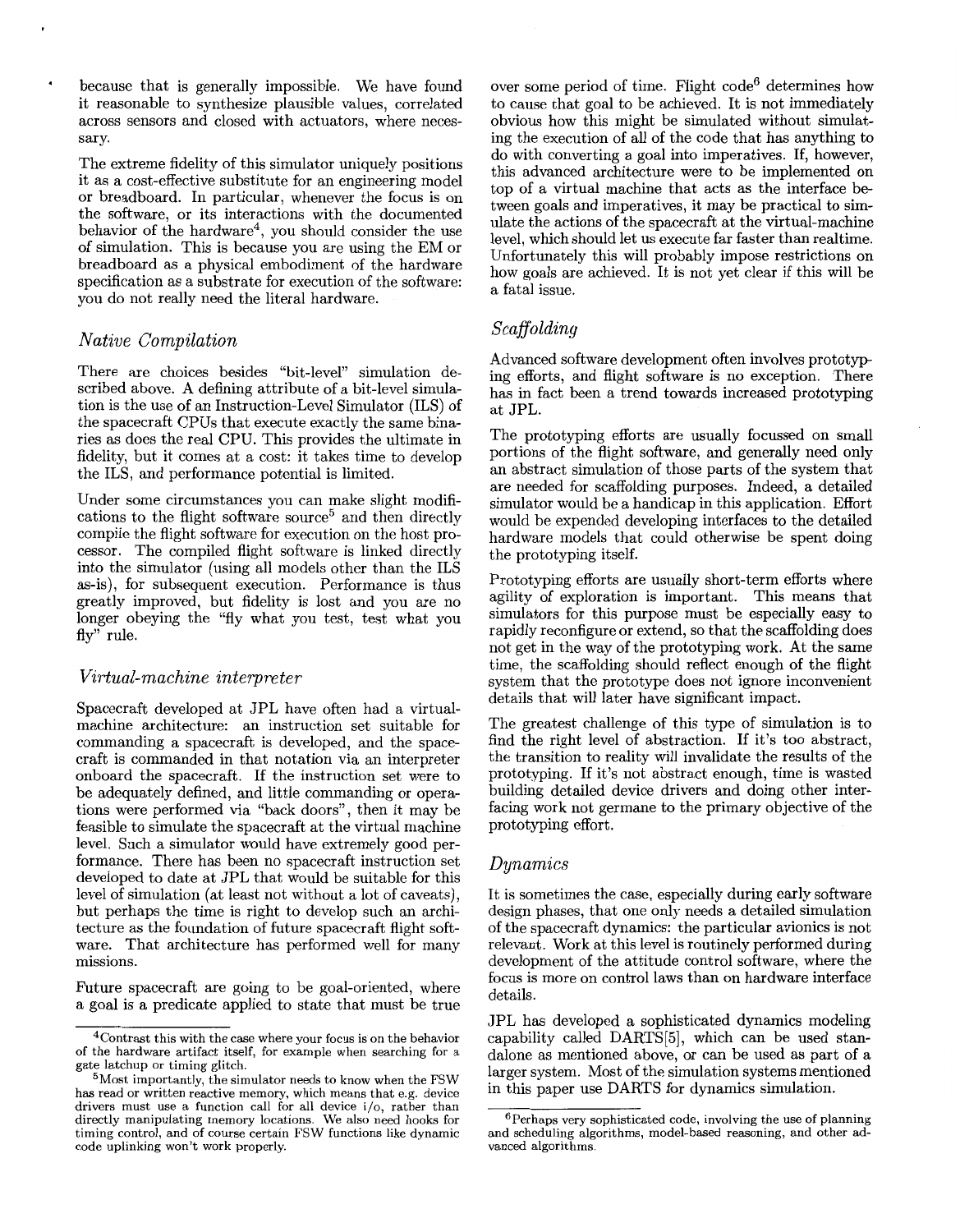because that is generally impossible. We have found it reasonable to synthesize plausible values, correlated across sensors and closed with actuators, where necessary.

The extreme fidelity of this simulator uniquely positions it as a cost-effective substitute for an engineering model or breadboard. In particular, whenever the focus is on the software, or its interactions with the documented behavior of the hardware[4], you should consider the use of simulation. This is because you are using the EM or breadboard as a physical embodiment of the hardware specification as a substrate for execution of the software: you do not really need the literal hardware.

### *Native Compilation*

There are choices besides "bit-level" simulation described above. A defining attribute of a bit-level simulation is the use of an Instruction-Level Simulator (ILS) of the spacecraft CPUs that execute exactly the same binaries as does the real CPU. This provides the ultimate in fidelity, but it comes at a cost: it takes time to develop the ILS, and performance potential is limited.

Under some circumstances you can make slight modifications to the flight software source[5] and then directly compile the flight software for execution on the host processor. The compiled flight software is linked directly into the simulator (using all models other than the ILS as-is), for subsequent execution. Performance is thus greatly improved, but fidelity is lost and you are no longer obeying the "fly what you test, test what you fly" rule.

### *Virtual-machine interpreter*

Spacecraft developed at JPL have often had a virtual-machine architecture: an instruction set suitable for commanding a spacecraft is developed, and the spacecraft is commanded in that notation via an interpreter onboard the spacecraft. If the instruction set were to be adequately defined, and little commanding or operations were performed via "back doors", then it may be feasible to simulate the spacecraft at the virtual machine level. Such a simulator would have extremely good performance. There has been no spacecraft instruction set developed to date at JPL that would be suitable for this level of simulation (at least not without a lot of caveats), but perhaps the time is right to develop such an architecture as the foundation of future spacecraft flight software. That architecture has performed well for many missions.

Future spacecraft are going to be goal-oriented, where a goal is a predicate applied to state that must be true over some period of time. Flight code[6] determines how to cause that goal to be achieved. It is not immediately obvious how this might be simulated without simulating the execution of all of the code that has anything to do with converting a goal into imperatives. If, however, this advanced architecture were to be implemented on top of a virtual machine that acts as the interface between goals and imperatives, it may be practical to simulate the actions of the spacecraft at the virtual-machine level, which should let us execute far faster than realtime. Unfortunately this will probably impose restrictions on how goals are achieved. It is not yet clear if this will be a fatal issue.

### *Scaffolding*

Advanced software development often involves prototyping efforts, and flight software is no exception. There has in fact been a trend towards increased prototyping at JPL.

The prototyping efforts are usually focussed on small portions of the flight software, and generally need only an abstract simulation of those parts of the system that are needed for scaffolding purposes. Indeed, a detailed simulator would be a handicap in this application. Effort would be expended developing interfaces to the detailed hardware models that could otherwise be spent doing the prototyping itself.

Prototyping efforts are usually short-term efforts where agility of exploration is important. This means that simulators for this purpose must be especially easy to rapidly reconfigure or extend, so that the scaffolding does not get in the way of the prototyping work. At the same time, the scaffolding should reflect enough of the flight system that the prototype does not ignore inconvenient details that will later have significant impact.

The greatest challenge of this type of simulation is to find the right level of abstraction. If it's too abstract, the transition to reality will invalidate the results of the prototyping. If it's not abstract enough, time is wasted building detailed device drivers and doing other interfacing work not germane to the primary objective of the prototyping effort.

### *Dynamics*

It is sometimes the case, especially during early software design phases, that one only needs a detailed simulation of the spacecraft dynamics: the particular avionics is not relevant. Work at this level is routinely performed during development of the attitude control software, where the focus is more on control laws than on hardware interface details.

JPL has developed a sophisticated dynamics modeling capability called DARTS[5], which can be used standalone as mentioned above, or can be used as part of a larger system. Most of the simulation systems mentioned in this paper use DARTS for dynamics simulation.

---

[4] Contrast this with the case where your focus is on the behavior of the hardware artifact itself, for example when searching for a gate latchup or timing glitch.

[5] Most importantly, the simulator needs to know when the FSW has read or written reactive memory, which means that e.g. device drivers must use a function call for all device i/o, rather than directly manipulating memory locations. We also need hooks for timing control, and of course certain FSW functions like dynamic code uplinking won't work properly.

[6] Perhaps very sophisticated code, involving the use of planning and scheduling algorithms, model-based reasoning, and other advanced algorithms.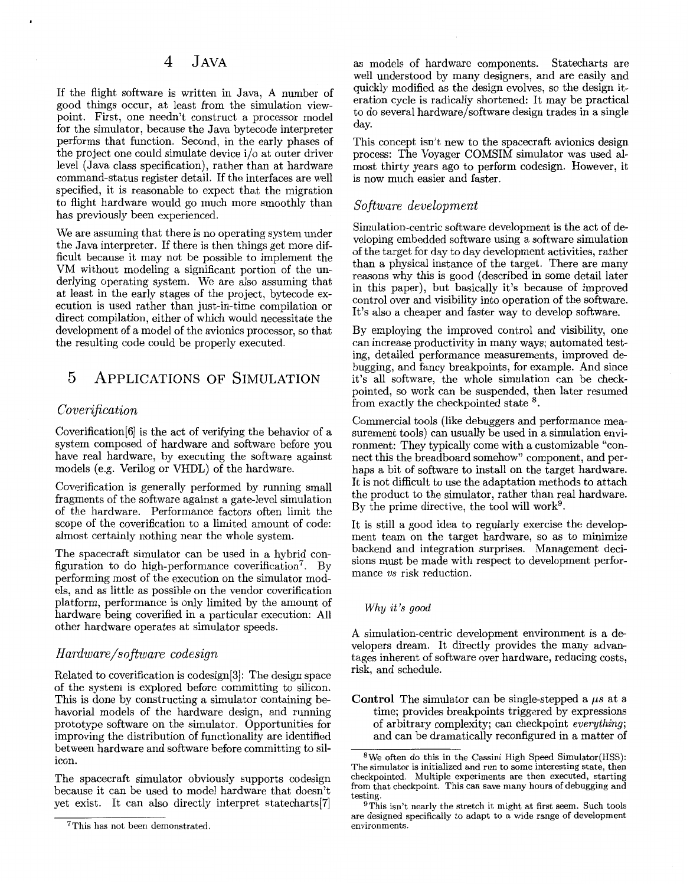## 4 Java

If the flight software is written in Java, A number of good things occur, at least from the simulation viewpoint. First, one needn't construct a processor model for the simulator, because the Java bytecode interpreter performs that function. Second, in the early phases of the project one could simulate device i/o at outer driver level (Java class specification), rather than at hardware command-status register detail. If the interfaces are well specified, it is reasonable to expect that the migration to flight hardware would go much more smoothly than has previously been experienced.

We are assuming that there is no operating system under the Java interpreter. If there is then things get more difficult because it may not be possible to implement the VM without modeling a significant portion of the underlying operating system. We are also assuming that at least in the early stages of the project, bytecode execution is used rather than just-in-time compilation or direct compilation, either of which would necessitate the development of a model of the avionics processor, so that the resulting code could be properly executed.

## 5 Applications of Simulation

### *Coverification*

Coverification[6] is the act of verifying the behavior of a system composed of hardware and software before you have real hardware, by executing the software against models (e.g. Verilog or VHDL) of the hardware.

Coverification is generally performed by running small fragments of the software against a gate-level simulation of the hardware. Performance factors often limit the scope of the coverification to a limited amount of code: almost certainly nothing near the whole system.

The spacecraft simulator can be used in a hybrid configuration to do high-performance coverification[7]. By performing most of the execution on the simulator models, and as little as possible on the vendor coverification platform, performance is only limited by the amount of hardware being coverified in a particular execution: All other hardware operates at simulator speeds.

### *Hardware/software codesign*

Related to coverification is codesign[3]: The design space of the system is explored before committing to silicon. This is done by constructing a simulator containing behavioral models of the hardware design, and running prototype software on the simulator. Opportunities for improving the distribution of functionality are identified between hardware and software before committing to silicon.

The spacecraft simulator obviously supports codesign because it can be used to model hardware that doesn't yet exist. It can also directly interpret statecharts[7] as models of hardware components. Statecharts are well understood by many designers, and are easily and quickly modified as the design evolves, so the design iteration cycle is radically shortened: It may be practical to do several hardware/software design trades in a single day.

This concept isn't new to the spacecraft avionics design process: The Voyager COMSIM simulator was used almost thirty years ago to perform codesign. However, it is now much easier and faster.

### *Software development*

Simulation-centric software development is the act of developing embedded software using a software simulation of the target for day to day development activities, rather than a physical instance of the target. There are many reasons why this is good (described in some detail later in this paper), but basically it's because of improved control over and visibility into operation of the software. It's also a cheaper and faster way to develop software.

By employing the improved control and visibility, one can increase productivity in many ways; automated testing, detailed performance measurements, improved debugging, and fancy breakpoints, for example. And since it's all software, the whole simulation can be checkpointed, so work can be suspended, then later resumed from exactly the checkpointed state [8].

Commercial tools (like debuggers and performance measurement tools) can usually be used in a simulation environment: They typically come with a customizable "connect this the breadboard somehow" component, and perhaps a bit of software to install on the target hardware. It is not difficult to use the adaptation methods to attach the product to the simulator, rather than real hardware. By the prime directive, the tool will work[9].

It is still a good idea to regularly exercise the development team on the target hardware, so as to minimize backend and integration surprises. Management decisions must be made with respect to development performance *vs* risk reduction.

#### *Why it's good*

A simulation-centric development environment is a developers dream. It directly provides the many advantages inherent of software over hardware, reducing costs, risk, and schedule.

**Control** The simulator can be single-stepped a $\mu s$ at a time; provides breakpoints triggered by expressions of arbitrary complexity; can checkpoint *everything*; and can be dramatically reconfigured in a matter of

---

[7] This has not been demonstrated.

[8] We often do this in the Cassini High Speed Simulator(HSS): The simulator is initialized and run to some interesting state, then checkpointed. Multiple experiments are then executed, starting from that checkpoint. This can save many hours of debugging and testing.

[9] This isn't nearly the stretch it might at first seem. Such tools are designed specifically to adapt to a wide range of development environments.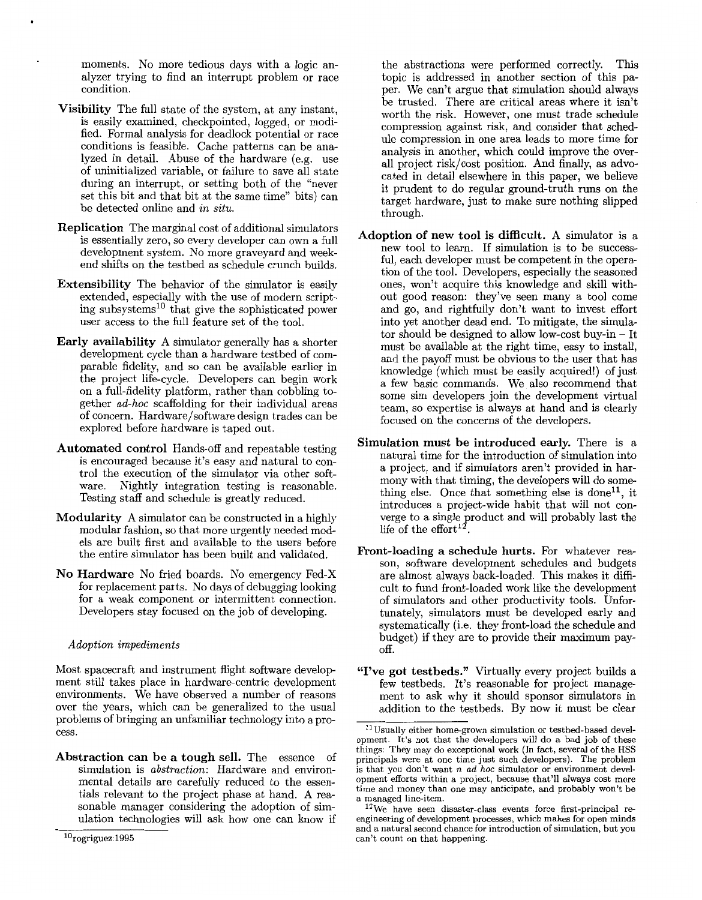moments. No more tedious days with a logic analyzer trying to find an interrupt problem or race condition.

**Visibility** The full state of the system, at any instant, is easily examined, checkpointed, logged, or modified. Formal analysis for deadlock potential or race conditions is feasible. Cache patterns can be analyzed in detail. Abuse of the hardware (e.g. use of uninitialized variable, or failure to save all state during an interrupt, or setting both of the "never set this bit and that bit at the same time" bits) can be detected online and *in situ*.

**Replication** The marginal cost of additional simulators is essentially zero, so every developer can own a full development system. No more graveyard and weekend shifts on the testbed as schedule crunch builds.

**Extensibility** The behavior of the simulator is easily extended, especially with the use of modern scripting subsystems[10] that give the sophisticated power user access to the full feature set of the tool.

**Early availability** A simulator generally has a shorter development cycle than a hardware testbed of comparable fidelity, and so can be available earlier in the project life-cycle. Developers can begin work on a full-fidelity platform, rather than cobbling together *ad-hoc* scaffolding for their individual areas of concern. Hardware/software design trades can be explored before hardware is taped out.

**Automated control** Hands-off and repeatable testing is encouraged because it's easy and natural to control the execution of the simulator via other software. Nightly integration testing is reasonable. Testing staff and schedule is greatly reduced.

**Modularity** A simulator can be constructed in a highly modular fashion, so that more urgently needed models are built first and available to the users before the entire simulator has been built and validated.

**No Hardware** No fried boards. No emergency Fed-X for replacement parts. No days of debugging looking for a weak component or intermittent connection. Developers stay focused on the job of developing.

*Adoption impediments*

Most spacecraft and instrument flight software development still takes place in hardware-centric development environments. We have observed a number of reasons over the years, which can be generalized to the usual problems of bringing an unfamiliar technology into a process.

**Abstraction can be a tough sell.** The essence of simulation is *abstraction*: Hardware and environmental details are carefully reduced to the essentials relevant to the project phase at hand. A reasonable manager considering the adoption of simulation technologies will ask how one can know if the abstractions were performed correctly. This topic is addressed in another section of this paper. We can't argue that simulation should always be trusted. There are critical areas where it isn't worth the risk. However, one must trade schedule compression against risk, and consider that schedule compression in one area leads to more time for analysis in another, which could improve the overall project risk/cost position. And finally, as advocated in detail elsewhere in this paper, we believe it prudent to do regular ground-truth runs on the target hardware, just to make sure nothing slipped through.

**Adoption of new tool is difficult.** A simulator is a new tool to learn. If simulation is to be successful, each developer must be competent in the operation of the tool. Developers, especially the seasoned ones, won't acquire this knowledge and skill without good reason: they've seen many a tool come and go, and rightfully don't want to invest effort into yet another dead end. To mitigate, the simulator should be designed to allow low-cost buy-in – It must be available at the right time, easy to install, and the payoff must be obvious to the user that has knowledge (which must be easily acquired!) of just a few basic commands. We also recommend that some sim developers join the development virtual team, so expertise is always at hand and is clearly focused on the concerns of the developers.

**Simulation must be introduced early.** There is a natural time for the introduction of simulation into a project, and if simulators aren't provided in harmony with that timing, the developers will do something else. Once that something else is done[11], it introduces a project-wide habit that will not converge to a single product and will probably last the life of the effort[12].

**Front-loading a schedule hurts.** For whatever reason, software development schedules and budgets are almost always back-loaded. This makes it difficult to fund front-loaded work like the development of simulators and other productivity tools. Unfortunately, simulators must be developed early and systematically (i.e. they front-load the schedule and budget) if they are to provide their maximum payoff.

**"I've got testbeds."** Virtually every project builds a few testbeds. It's reasonable for project management to ask why it should sponsor simulators in addition to the testbeds. By now it must be clear

---

[10] rogriguez:1995

[11] Usually either home-grown simulation or testbed-based development. It's not that the developers will do a bad job of these things: They may do exceptional work (In fact, several of the HSS principals were at one time just such developers). The problem is that you don't want *n* *ad hoc* simulator or environment development efforts within a project, because that'll always cost more time and money than one may anticipate, and probably won't be a managed line-item.

[12] We have seen disaster-class events force first-principal re-engineering of development processes, which makes for open minds and a natural second chance for introduction of simulation, but you can't count on that happening.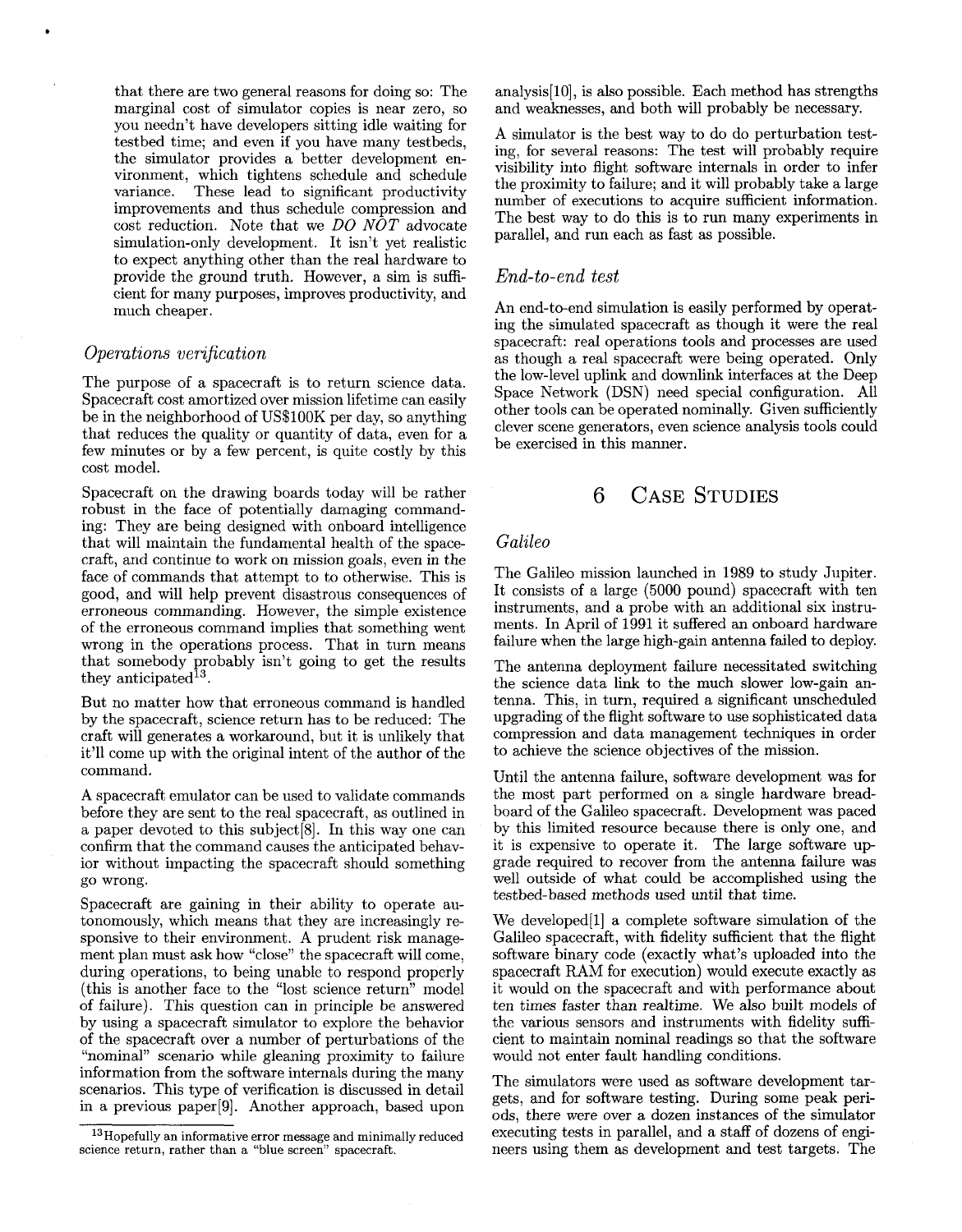that there are two general reasons for doing so: The marginal cost of simulator copies is near zero, so you needn't have developers sitting idle waiting for testbed time; and even if you have many testbeds, the simulator provides a better development environment, which tightens schedule and schedule variance. These lead to significant productivity improvements and thus schedule compression and cost reduction. Note that we *DO NOT* advocate simulation-only development. It isn't yet realistic to expect anything other than the real hardware to provide the ground truth. However, a sim is sufficient for many purposes, improves productivity, and much cheaper.

### *Operations verification*

The purpose of a spacecraft is to return science data. Spacecraft cost amortized over mission lifetime can easily be in the neighborhood of US$100K per day, so anything that reduces the quality or quantity of data, even for a few minutes or by a few percent, is quite costly by this cost model.

Spacecraft on the drawing boards today will be rather robust in the face of potentially damaging commanding: They are being designed with onboard intelligence that will maintain the fundamental health of the spacecraft, and continue to work on mission goals, even in the face of commands that attempt to to otherwise. This is good, and will help prevent disastrous consequences of erroneous commanding. However, the simple existence of the erroneous command implies that something went wrong in the operations process. That in turn means that somebody probably isn't going to get the results they anticipated[13].

But no matter how that erroneous command is handled by the spacecraft, science return has to be reduced: The craft will generates a workaround, but it is unlikely that it'll come up with the original intent of the author of the command.

A spacecraft emulator can be used to validate commands before they are sent to the real spacecraft, as outlined in a paper devoted to this subject[8]. In this way one can confirm that the command causes the anticipated behavior without impacting the spacecraft should something go wrong.

Spacecraft are gaining in their ability to operate autonomously, which means that they are increasingly responsive to their environment. A prudent risk management plan must ask how "close" the spacecraft will come, during operations, to being unable to respond properly (this is another face to the "lost science return" model of failure). This question can in principle be answered by using a spacecraft simulator to explore the behavior of the spacecraft over a number of perturbations of the "nominal" scenario while gleaning proximity to failure information from the software internals during the many scenarios. This type of verification is discussed in detail in a previous paper[9]. Another approach, based upon analysis[10], is also possible. Each method has strengths and weaknesses, and both will probably be necessary.

A simulator is the best way to do do perturbation testing, for several reasons: The test will probably require visibility into flight software internals in order to infer the proximity to failure; and it will probably take a large number of executions to acquire sufficient information. The best way to do this is to run many experiments in parallel, and run each as fast as possible.

### *End-to-end test*

An end-to-end simulation is easily performed by operating the simulated spacecraft as though it were the real spacecraft: real operations tools and processes are used as though a real spacecraft were being operated. Only the low-level uplink and downlink interfaces at the Deep Space Network (DSN) need special configuration. All other tools can be operated nominally. Given sufficiently clever scene generators, even science analysis tools could be exercised in this manner.

## 6 Case Studies

### *Galileo*

The Galileo mission launched in 1989 to study Jupiter. It consists of a large (5000 pound) spacecraft with ten instruments, and a probe with an additional six instruments. In April of 1991 it suffered an onboard hardware failure when the large high-gain antenna failed to deploy.

The antenna deployment failure necessitated switching the science data link to the much slower low-gain antenna. This, in turn, required a significant unscheduled upgrading of the flight software to use sophisticated data compression and data management techniques in order to achieve the science objectives of the mission.

Until the antenna failure, software development was for the most part performed on a single hardware breadboard of the Galileo spacecraft. Development was paced by this limited resource because there is only one, and it is expensive to operate it. The large software upgrade required to recover from the antenna failure was well outside of what could be accomplished using the testbed-based methods used until that time.

We developed[1] a complete software simulation of the Galileo spacecraft, with fidelity sufficient that the flight software binary code (exactly what's uploaded into the spacecraft RAM for execution) would execute exactly as it would on the spacecraft and with performance about ten times faster than realtime. We also built models of the various sensors and instruments with fidelity sufficient to maintain nominal readings so that the software would not enter fault handling conditions.

The simulators were used as software development targets, and for software testing. During some peak periods, there were over a dozen instances of the simulator executing tests in parallel, and a staff of dozens of engineers using them as development and test targets. The

[13] Hopefully an informative error message and minimally reduced science return, rather than a "blue screen" spacecraft.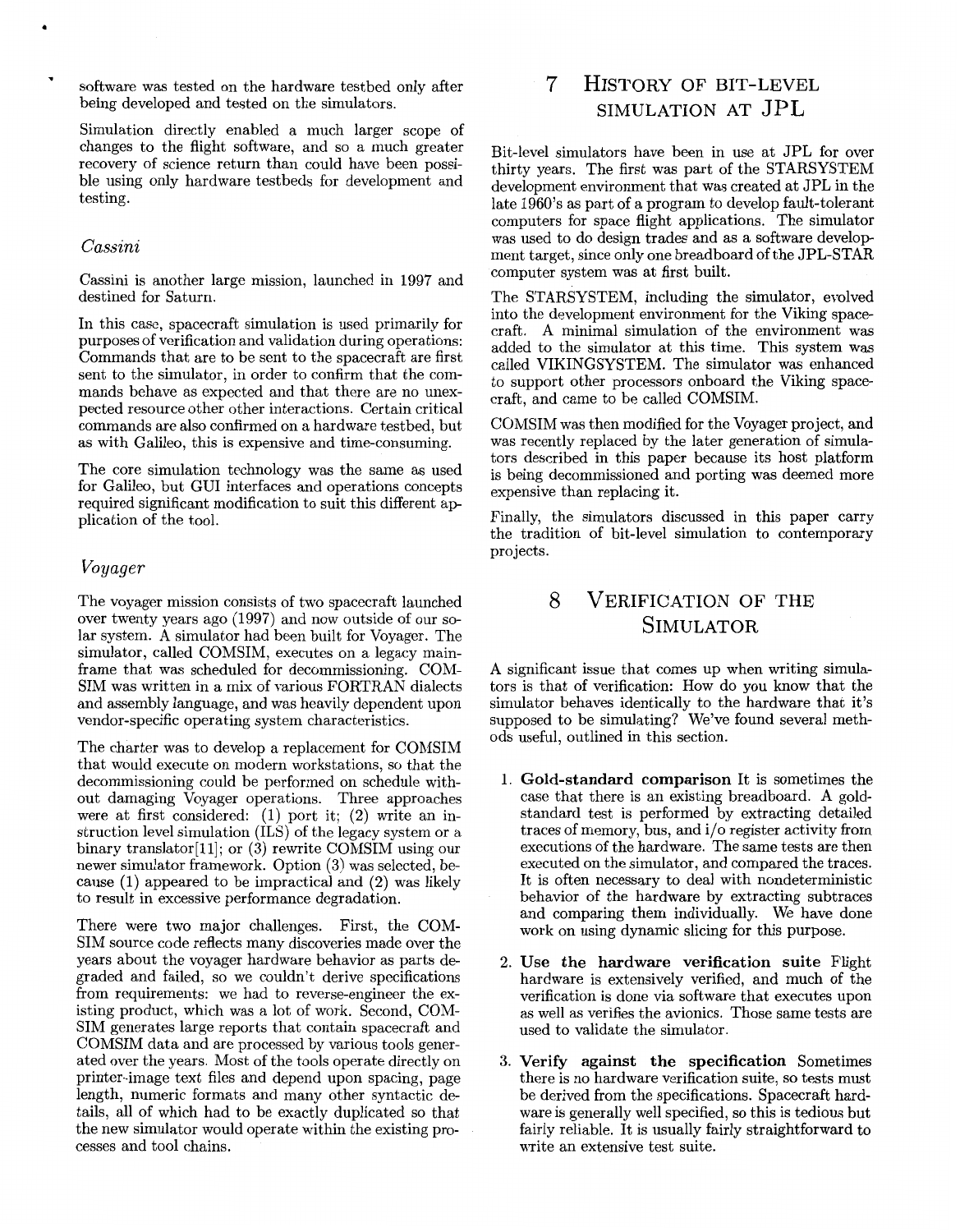software was tested on the hardware testbed only after being developed and tested on the simulators.

Simulation directly enabled a much larger scope of changes to the flight software, and so a much greater recovery of science return than could have been possible using only hardware testbeds for development and testing.

### *Cassini*

Cassini is another large mission, launched in 1997 and destined for Saturn.

In this case, spacecraft simulation is used primarily for purposes of verification and validation during operations: Commands that are to be sent to the spacecraft are first sent to the simulator, in order to confirm that the commands behave as expected and that there are no unexpected resource other other interactions. Certain critical commands are also confirmed on a hardware testbed, but as with Galileo, this is expensive and time-consuming.

The core simulation technology was the same as used for Galileo, but GUI interfaces and operations concepts required significant modification to suit this different application of the tool.

### *Voyager*

The voyager mission consists of two spacecraft launched over twenty years ago (1997) and now outside of our solar system. A simulator had been built for Voyager. The simulator, called COMSIM, executes on a legacy mainframe that was scheduled for decommissioning. COMSIM was written in a mix of various FORTRAN dialects and assembly language, and was heavily dependent upon vendor-specific operating system characteristics.

The charter was to develop a replacement for COMSIM that would execute on modern workstations, so that the decommissioning could be performed on schedule without damaging Voyager operations. Three approaches were at first considered: (1) port it; (2) write an instruction level simulation (ILS) of the legacy system or a binary translator[11]; or (3) rewrite COMSIM using our newer simulator framework. Option (3) was selected, because (1) appeared to be impractical and (2) was likely to result in excessive performance degradation.

There were two major challenges. First, the COMSIM source code reflects many discoveries made over the years about the voyager hardware behavior as parts degraded and failed, so we couldn't derive specifications from requirements: we had to reverse-engineer the existing product, which was a lot of work. Second, COMSIM generates large reports that contain spacecraft and COMSIM data and are processed by various tools generated over the years. Most of the tools operate directly on printer-image text files and depend upon spacing, page length, numeric formats and many other syntactic details, all of which had to be exactly duplicated so that the new simulator would operate within the existing processes and tool chains.

## 7 History of bit-level simulation at JPL

Bit-level simulators have been in use at JPL for over thirty years. The first was part of the STARSYSTEM development environment that was created at JPL in the late 1960's as part of a program to develop fault-tolerant computers for space flight applications. The simulator was used to do design trades and as a software development target, since only one breadboard of the JPL-STAR computer system was at first built.

The STARSYSTEM, including the simulator, evolved into the development environment for the Viking spacecraft. A minimal simulation of the environment was added to the simulator at this time. This system was called VIKINGSYSTEM. The simulator was enhanced to support other processors onboard the Viking spacecraft, and came to be called COMSIM.

COMSIM was then modified for the Voyager project, and was recently replaced by the later generation of simulators described in this paper because its host platform is being decommissioned and porting was deemed more expensive than replacing it.

Finally, the simulators discussed in this paper carry the tradition of bit-level simulation to contemporary projects.

## 8 Verification of the Simulator

A significant issue that comes up when writing simulators is that of verification: How do you know that the simulator behaves identically to the hardware that it's supposed to be simulating? We've found several methods useful, outlined in this section.

1. **Gold-standard comparison** It is sometimes the case that there is an existing breadboard. A gold-standard test is performed by extracting detailed traces of memory, bus, and i/o register activity from executions of the hardware. The same tests are then executed on the simulator, and compared the traces. It is often necessary to deal with nondeterministic behavior of the hardware by extracting subtraces and comparing them individually. We have done work on using dynamic slicing for this purpose.

2. **Use the hardware verification suite** Flight hardware is extensively verified, and much of the verification is done via software that executes upon as well as verifies the avionics. Those same tests are used to validate the simulator.

3. **Verify against the specification** Sometimes there is no hardware verification suite, so tests must be derived from the specifications. Spacecraft hardware is generally well specified, so this is tedious but fairly reliable. It is usually fairly straightforward to write an extensive test suite.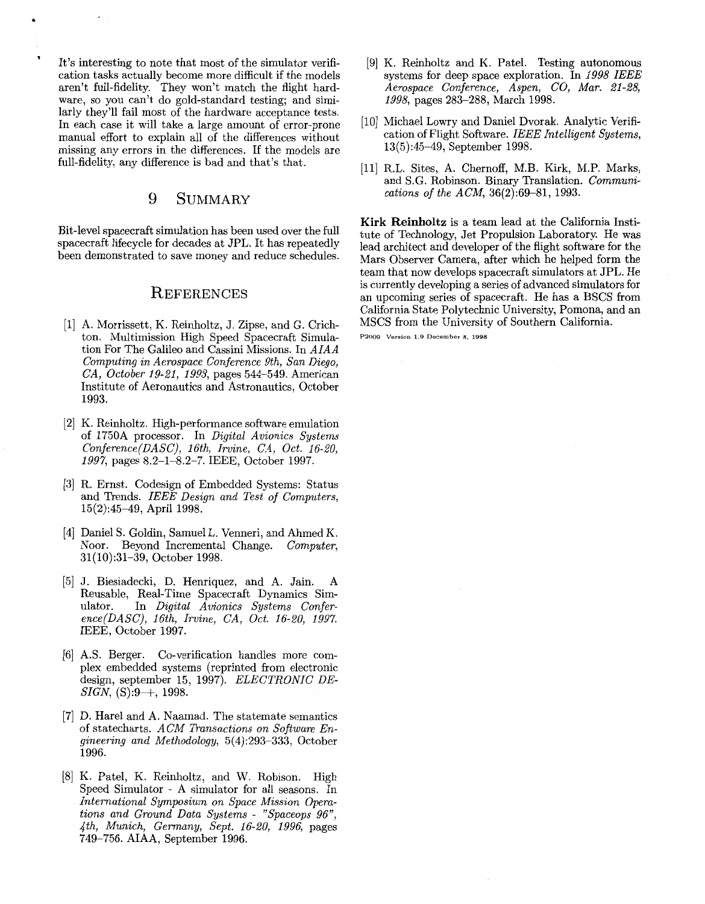It's interesting to note that most of the simulator verification tasks actually become more difficult if the models aren't full-fidelity. They won't match the flight hardware, so you can't do gold-standard testing; and similarly they'll fail most of the hardware acceptance tests. In each case it will take a large amount of error-prone manual effort to explain all of the differences without missing any errors in the differences. If the models are full-fidelity, any difference is bad and that's that.

## 9 SUMMARY

Bit-level spacecraft simulation has been used over the full spacecraft lifecycle for decades at JPL. It has repeatedly been demonstrated to save money and reduce schedules.

## REFERENCES

[1] A. Morrissett, K. Reinholtz, J. Zipse, and G. Crichton. Multimission High Speed Spacecraft Simulation For The Galileo and Cassini Missions. In *AIAA Computing in Aerospace Conference 9th, San Diego, CA, October 19-21, 1993*, pages 544–549. American Institute of Aeronautics and Astronautics, October 1993.

[2] K. Reinholtz. High-performance software emulation of 1750A processor. In *Digital Avionics Systems Conference(DASC), 16th, Irvine, CA, Oct. 16-20, 1997*, pages 8.2–1–8.2–7. IEEE, October 1997.

[3] R. Ernst. Codesign of Embedded Systems: Status and Trends. *IEEE Design and Test of Computers*, 15(2):45–49, April 1998.

[4] Daniel S. Goldin, Samuel L. Venneri, and Ahmed K. Noor. Beyond Incremental Change. *Computer*, 31(10):31–39, October 1998.

[5] J. Biesiadecki, D. Henriquez, and A. Jain. A Reusable, Real-Time Spacecraft Dynamics Simulator. In *Digital Avionics Systems Conference(DASC), 16th, Irvine, CA, Oct. 16-20, 1997*. IEEE, October 1997.

[6] A.S. Berger. Co-verification handles more complex embedded systems (reprinted from electronic design, september 15, 1997). *ELECTRONIC DESIGN*, (S):9–+, 1998.

[7] D. Harel and A. Naamad. The statemate semantics of statecharts. *ACM Transactions on Software Engineering and Methodology*, 5(4):293–333, October 1996.

[8] K. Patel, K. Reinholtz, and W. Robison. High Speed Simulator - A simulator for all seasons. In *International Symposium on Space Mission Operations and Ground Data Systems - "Spaceops 96", 4th, Munich, Germany, Sept. 16-20, 1996*, pages 749–756. AIAA, September 1996.

[9] K. Reinholtz and K. Patel. Testing autonomous systems for deep space exploration. In *1998 IEEE Aerospace Conference, Aspen, CO, Mar. 21-28, 1998*, pages 283–288, March 1998.

[10] Michael Lowry and Daniel Dvorak. Analytic Verification of Flight Software. *IEEE Intelligent Systems*, 13(5):45–49, September 1998.

[11] R.L. Sites, A. Chernoff, M.B. Kirk, M.P. Marks, and S.G. Robinson. Binary Translation. *Communications of the ACM*, 36(2):69–81, 1993.

**Kirk Reinholtz** is a team lead at the California Institute of Technology, Jet Propulsion Laboratory. He was lead architect and developer of the flight software for the Mars Observer Camera, after which he helped form the team that now develops spacecraft simulators at JPL. He is currently developing a series of advanced simulators for an upcoming series of spacecraft. He has a BSCS from California State Polytechnic University, Pomona, and an MSCS from the University of Southern California.

P2009 Version 1.9 December 8, 1998